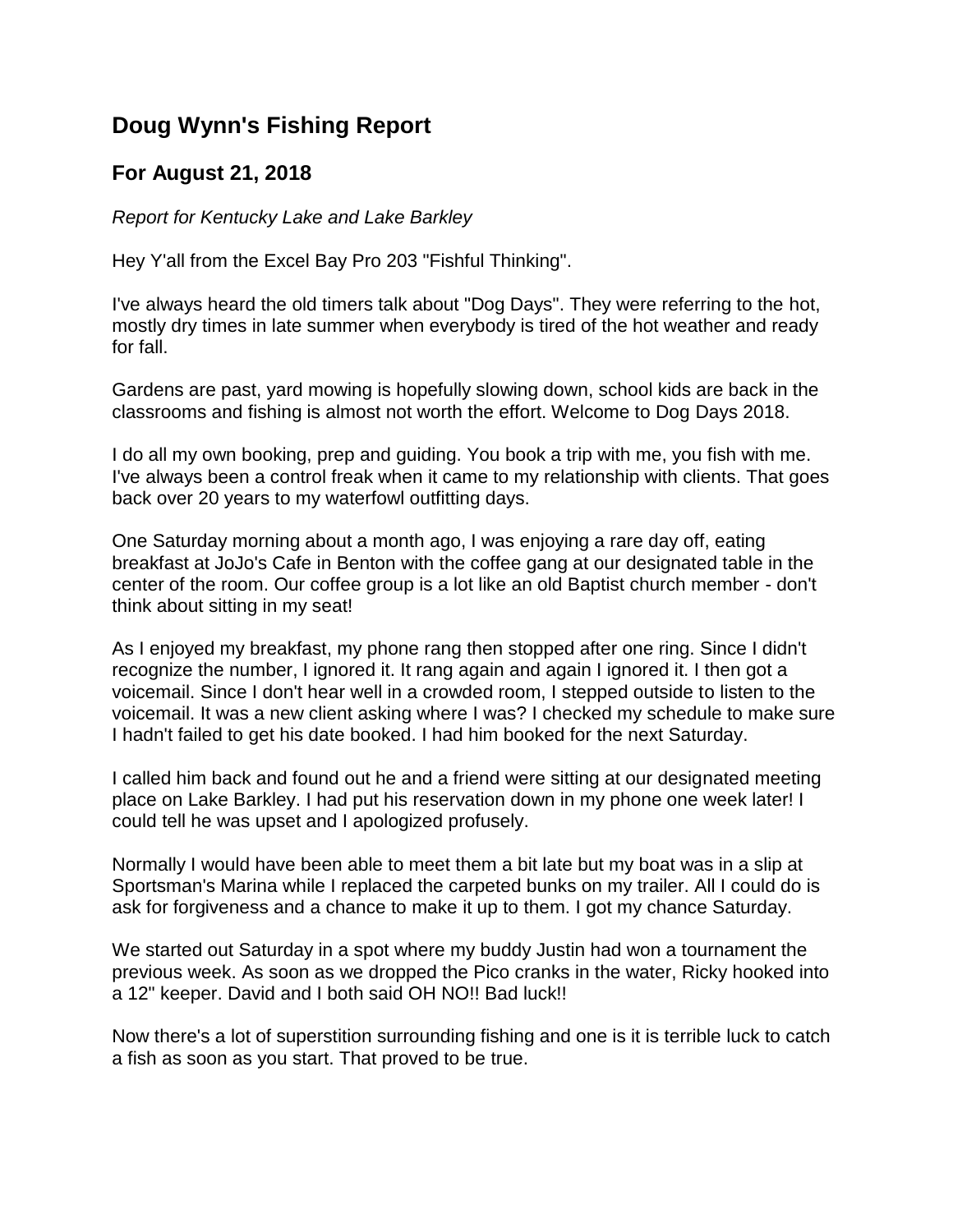# Doug Wynn's Fishing Report

## For August 21, 2018

*Report for Kentucky Lake and Lake Barkley*

Hey Y'all from the Excel Bay Pro 203 "Fishful Thinking".

I've always heard the old timers talk about "Dog Days". They were referring to the hot, mostly dry times in late summer when everybody is tired of the hot weather and ready for fall.

Gardens are past, yard mowing is hopefully slowing down, school kids are back in the classrooms and fishing is almost not worth the effort. Welcome to Dog Days 2018.

I do all my own booking, prep and guiding. You book a trip with me, you fish with me. I've always been a control freak when it came to my relationship with clients. That goes back over 20 years to my waterfowl outfitting days.

One Saturday morning about a month ago, I was enjoying a rare day off, eating breakfast at JoJo's Cafe in Benton with the coffee gang at our designated table in the center of the room. Our coffee group is a lot like an old Baptist church member - don't think about sitting in my seat!

As I enjoyed my breakfast, my phone rang then stopped after one ring. Since I didn't recognize the number, I ignored it. It rang again and again I ignored it. I then got a voicemail. Since I don't hear well in a crowded room, I stepped outside to listen to the voicemail. It was a new client asking where I was? I checked my schedule to make sure I hadn't failed to get his date booked. I had him booked for the next Saturday.

I called him back and found out he and a friend were sitting at our designated meeting place on Lake Barkley. I had put his reservation down in my phone one week later! I could tell he was upset and I apologized profusely.

Normally I would have been able to meet them a bit late but my boat was in a slip at Sportsman's Marina while I replaced the carpeted bunks on my trailer. All I could do is ask for forgiveness and a chance to make it up to them. I got my chance Saturday.

We started out Saturday in a spot where my buddy Justin had won a tournament the previous week. As soon as we dropped the Pico cranks in the water, Ricky hooked into a 12" keeper. David and I both said OH NO!! Bad luck!!

Now there's a lot of superstition surrounding fishing and one is it is terrible luck to catch a fish as soon as you start. That proved to be true.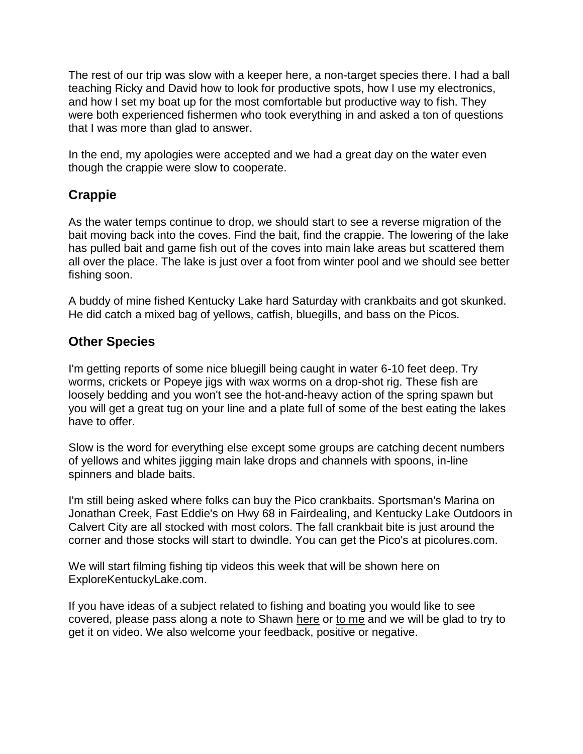The rest of our trip was slow with a keeper here, a non-target species there. I had a ball teaching Ricky and David how to look for productive spots, how I use my electronics, and how I set my boat up for the most comfortable but productive way to fish. They were both experienced fishermen who took everything in and asked a ton of questions that I was more than glad to answer.

In the end, my apologies were accepted and we had a great day on the water even though the crappie were slow to cooperate.

## Crappie

As the water temps continue to drop, we should start to see a reverse migration of the bait moving back into the coves. Find the bait, find the crappie. The lowering of the lake has pulled bait and game fish out of the coves into main lake areas but scattered them all over the place. The lake is just over a foot from winter pool and we should see better fishing soon.

A buddy of mine fished Kentucky Lake hard Saturday with crankbaits and got skunked. He did catch a mixed bag of yellows, catfish, bluegills, and bass on the Picos.

## Other Species

I'm getting reports of some nice bluegill being caught in water 6-10 feet deep. Try worms, crickets or Popeye jigs with wax worms on a drop-shot rig. These fish are loosely bedding and you won't see the hot-and-heavy action of the spring spawn but you will get a great tug on your line and a plate full of some of the best eating the lakes have to offer.

Slow is the word for everything else except some groups are catching decent numbers of yellows and whites jigging main lake drops and channels with spoons, in-line spinners and blade baits.

I'm still being asked where folks can buy the Pico crankbaits. Sportsman's Marina on Jonathan Creek, Fast Eddie's on Hwy 68 in Fairdealing, and Kentucky Lake Outdoors in Calvert City are all stocked with most colors. The fall crankbait bite is just around the corner and those stocks will start to dwindle. You can get the Pico's at picolures.com.

We will start filming fishing tip videos this week that will be shown here on ExploreKentuckyLake.com.

If you have ideas of a subject related to fishing and boating you would like to see covered, please pass along a note to Shawn here or to me and we will be glad to try to get it on video. We also welcome your feedback, positive or negative.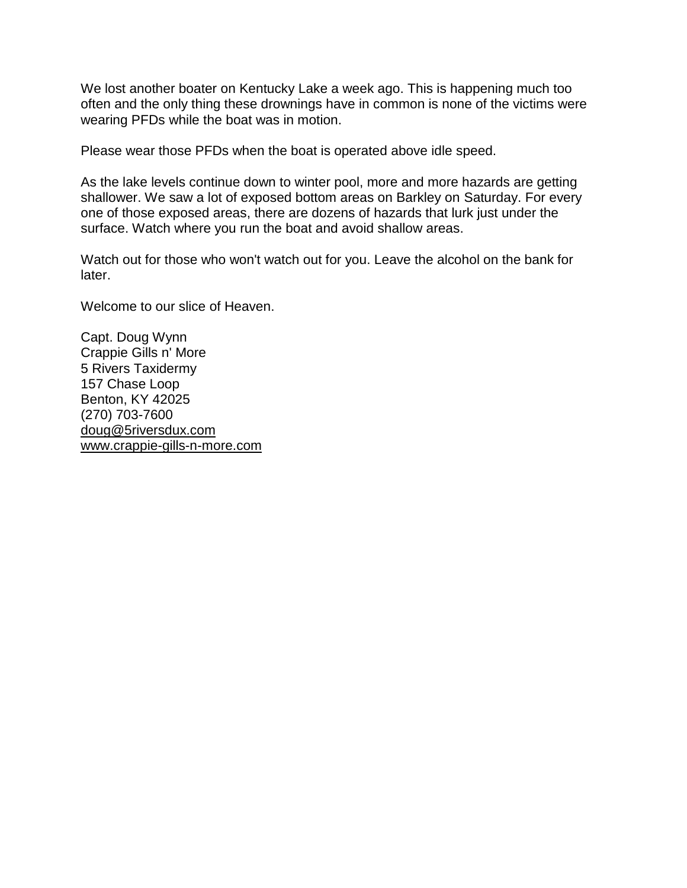We lost another boater on Kentucky Lake a week ago. This is happening much too often and the only thing these drownings have in common is none of the victims were wearing PFDs while the boat was in motion.

Please wear those PFDs when the boat is operated above idle speed.

As the lake levels continue down to winter pool, more and more hazards are getting shallower. We saw a lot of exposed bottom areas on Barkley on Saturday. For every one of those exposed areas, there are dozens of hazards that lurk just under the surface. Watch where you run the boat and avoid shallow areas.

Watch out for those who won't watch out for you. Leave the alcohol on the bank for later.

Welcome to our slice of Heaven.

Capt. Doug Wynn  
Crappie Gills n' More  
5 Rivers Taxidermy  
157 Chase Loop  
Benton, KY 42025  
(270) 703-7600  
doug@5riversdux.com  
www.crappie-gills-n-more.com